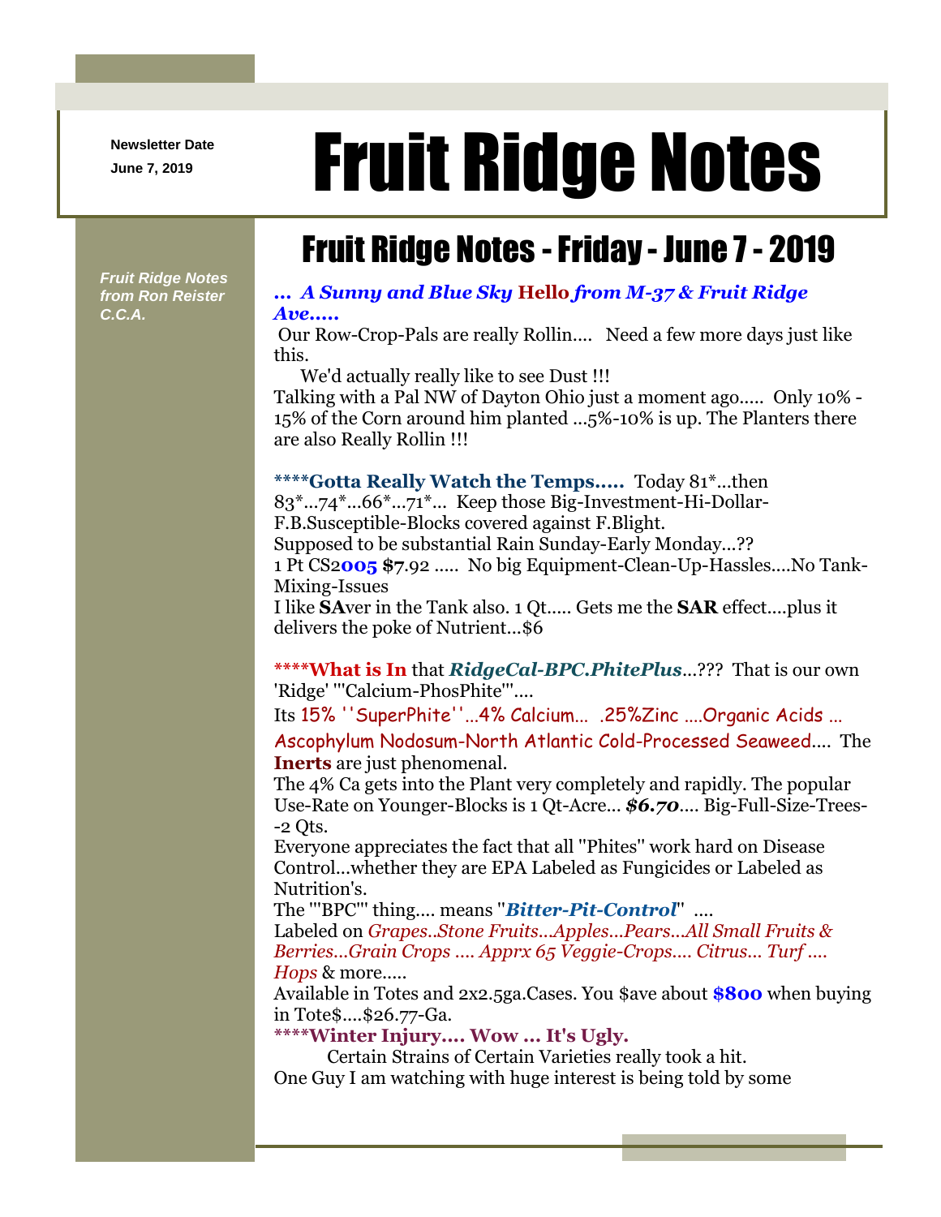Newsletter Date

June 7, 2019

# Fruit Ridge Notes

*Fruit Ridge Notes from Ron Reister C.C.A.*

## Fruit Ridge Notes - Friday - June 7 - 2019

***... A Sunny and Blue Sky* Hello *from M-37 & Fruit Ridge Ave.....***

Our Row-Crop-Pals are really Rollin.... Need a few more days just like this.

We'd actually really like to see Dust !!!

Talking with a Pal NW of Dayton Ohio just a moment ago..... Only 10% - 15% of the Corn around him planted ...5%-10% is up. The Planters there are also Really Rollin !!!

****Gotta Really Watch the Temps.....** Today 81*...then 83*...74*...66*...71*... Keep those Big-Investment-Hi-Dollar-F.B.Susceptible-Blocks covered against F.Blight.

Supposed to be substantial Rain Sunday-Early Monday...??

1 Pt CS2**005** **$7**.92 ..... No big Equipment-Clean-Up-Hassles....No Tank-Mixing-Issues

I like **SA**ver in the Tank also. 1 Qt..... Gets me the **SAR** effect....plus it delivers the poke of Nutrient...$6

****What is In** that ***RidgeCal-BPC.PhitePlus***...??? That is our own 'Ridge' '"Calcium-PhosPhite"'....

Its 15% ''SuperPhite''...4% Calcium... .25%Zinc ....Organic Acids ... Ascophylum Nodosum-North Atlantic Cold-Processed Seaweed.... The **Inerts** are just phenomenal.

The 4% Ca gets into the Plant very completely and rapidly. The popular Use-Rate on Younger-Blocks is 1 Qt-Acre... ***$6.70***.... Big-Full-Size-Trees--2 Qts.

Everyone appreciates the fact that all "Phites" work hard on Disease Control...whether they are EPA Labeled as Fungicides or Labeled as Nutrition's.

The '"BPC"' thing.... means "***Bitter-Pit-Control***" ....

Labeled on *Grapes..Stone Fruits...Apples...Pears...All Small Fruits & Berries...Grain Crops .... Apprx 65 Veggie-Crops.... Citrus... Turf .... Hops* & more.....

Available in Totes and 2x2.5ga.Cases. You $ave about **$800** when buying in Tote$....$26.77-Ga.

****Winter Injury.... Wow ... It's Ugly.**

Certain Strains of Certain Varieties really took a hit.

One Guy I am watching with huge interest is being told by some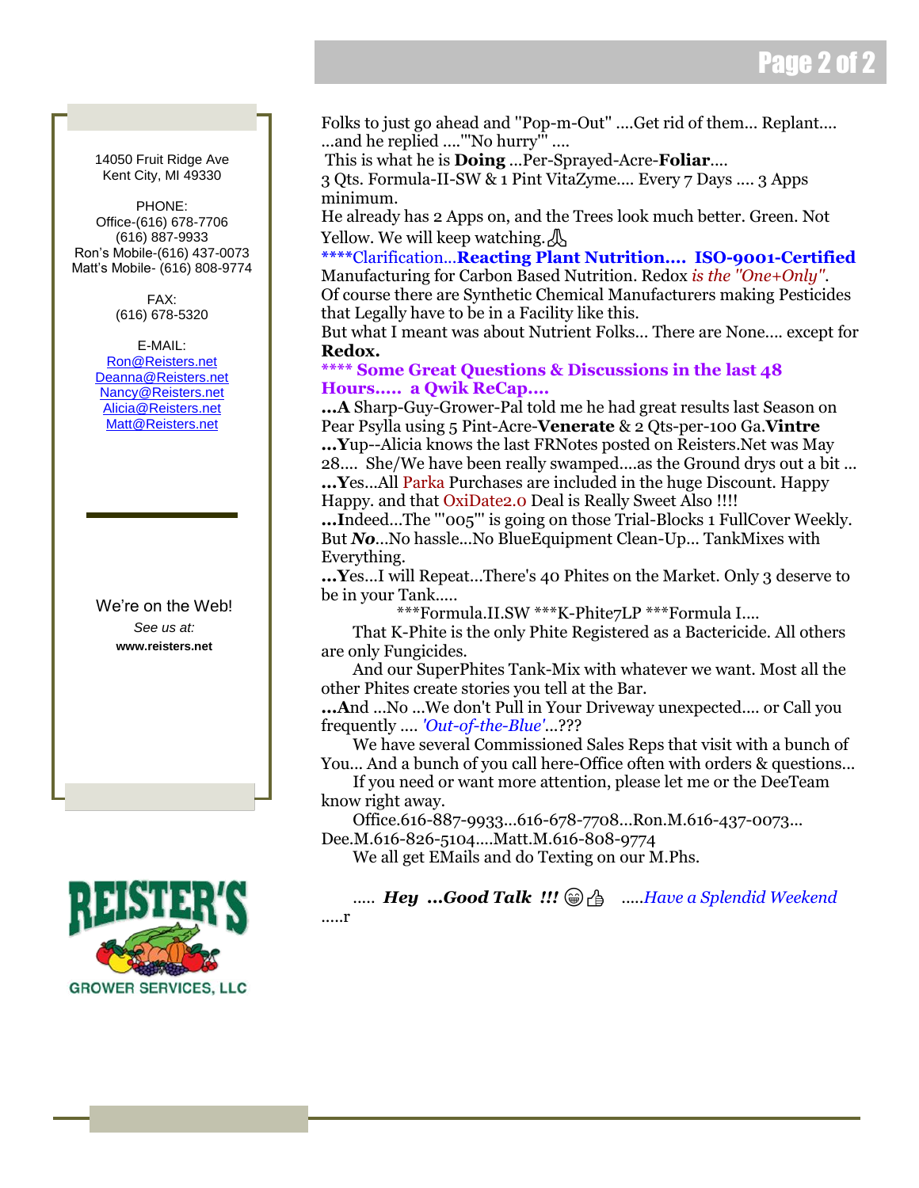14050 Fruit Ridge Ave
Kent City, MI 49330

PHONE:
Office-(616) 678-7706
(616) 887-9933
Ron's Mobile-(616) 437-0073
Matt's Mobile- (616) 808-9774

FAX:
(616) 678-5320

E-MAIL:
Ron@Reisters.net
Deanna@Reisters.net
Nancy@Reisters.net
Alicia@Reisters.net
Matt@Reisters.net

We're on the Web!
*See us at:*
**www.reisters.net**

REISTER'S
GROWER SERVICES, LLC

Folks to just go ahead and "Pop-m-Out" ....Get rid of them... Replant.... ...and he replied ...."'No hurry'" ....
This is what he is **Doing** ...Per-Sprayed-Acre-**Foliar**....
3 Qts. Formula-II-SW & 1 Pint VitaZyme.... Every 7 Days .... 3 Apps minimum.
He already has 2 Apps on, and the Trees look much better. Green. Not Yellow. We will keep watching.🙏

****Clarification...**Reacting Plant Nutrition.... ISO-9001-Certified** Manufacturing for Carbon Based Nutrition. Redox *is the "One+Only"*.
Of course there are Synthetic Chemical Manufacturers making Pesticides that Legally have to be in a Facility like this.
But what I meant was about Nutrient Folks... There are None.... except for **Redox.**

**\*\*\*\* Some Great Questions & Discussions in the last 48 Hours..... a Qwik ReCap....**

**...A** Sharp-Guy-Grower-Pal told me he had great results last Season on Pear Psylla using 5 Pint-Acre-**Venerate** & 2 Qts-per-100 Ga.**Vintre**
**...Y**up--Alicia knows the last FRNotes posted on Reisters.Net was May 28.... She/We have been really swamped....as the Ground drys out a bit ...
**...Y**es...All Parka Purchases are included in the huge Discount. Happy Happy. and that OxiDate2.0 Deal is Really Sweet Also !!!!
**...I**ndeed...The "'005'" is going on those Trial-Blocks 1 FullCover Weekly. But ***No***...No hassle...No BlueEquipment Clean-Up... TankMixes with Everything.
**...Y**es...I will Repeat...There's 40 Phites on the Market. Only 3 deserve to be in your Tank.....
***Formula.II.SW ***K-Phite7LP ***Formula I....
That K-Phite is the only Phite Registered as a Bactericide. All others are only Fungicides.
And our SuperPhites Tank-Mix with whatever we want. Most all the other Phites create stories you tell at the Bar.
**...A**nd ...No ...We don't Pull in Your Driveway unexpected.... or Call you frequently .... *'Out-of-the-Blue'*...???
We have several Commissioned Sales Reps that visit with a bunch of You... And a bunch of you call here-Office often with orders & questions...
If you need or want more attention, please let me or the DeeTeam know right away.
Office.616-887-9933...616-678-7708...Ron.M.616-437-0073... Dee.M.616-826-5104....Matt.M.616-808-9774
We all get EMails and do Texting on our M.Phs.

..... ***Hey ...Good Talk !!!*** 😁👍 .....*Have a Splendid Weekend*
.....r